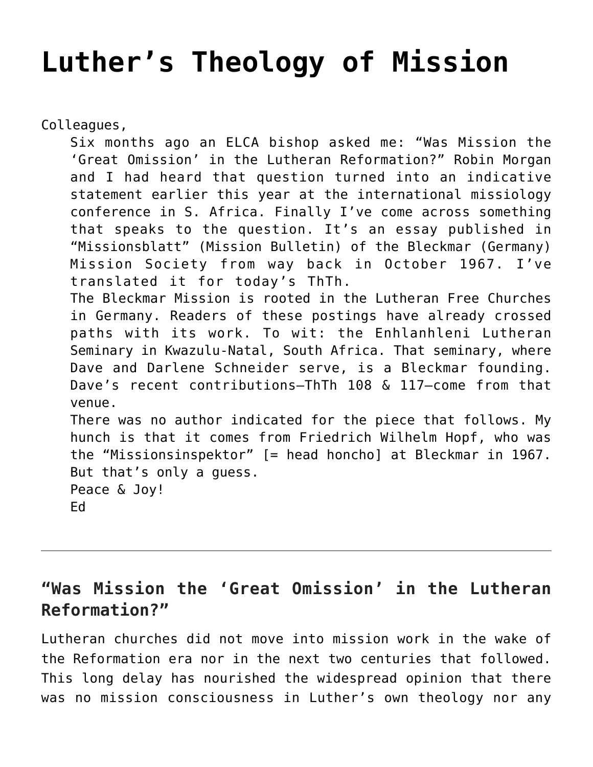# Luther's Theology of Mission

Colleagues,

Six months ago an ELCA bishop asked me: "Was Mission the 'Great Omission' in the Lutheran Reformation?" Robin Morgan and I had heard that question turned into an indicative statement earlier this year at the international missiology conference in S. Africa. Finally I've come across something that speaks to the question. It's an essay published in "Missionsblatt" (Mission Bulletin) of the Bleckmar (Germany) Mission Society from way back in October 1967. I've translated it for today's ThTh.

The Bleckmar Mission is rooted in the Lutheran Free Churches in Germany. Readers of these postings have already crossed paths with its work. To wit: the Enhlanhleni Lutheran Seminary in Kwazulu-Natal, South Africa. That seminary, where Dave and Darlene Schneider serve, is a Bleckmar founding. Dave's recent contributions–ThTh 108 & 117–come from that venue.

There was no author indicated for the piece that follows. My hunch is that it comes from Friedrich Wilhelm Hopf, who was the "Missionsinspektor" [= head honcho] at Bleckmar in 1967. But that's only a guess.

Peace & Joy!

Ed

---

## "Was Mission the 'Great Omission' in the Lutheran Reformation?"

Lutheran churches did not move into mission work in the wake of the Reformation era nor in the next two centuries that followed. This long delay has nourished the widespread opinion that there was no mission consciousness in Luther's own theology nor any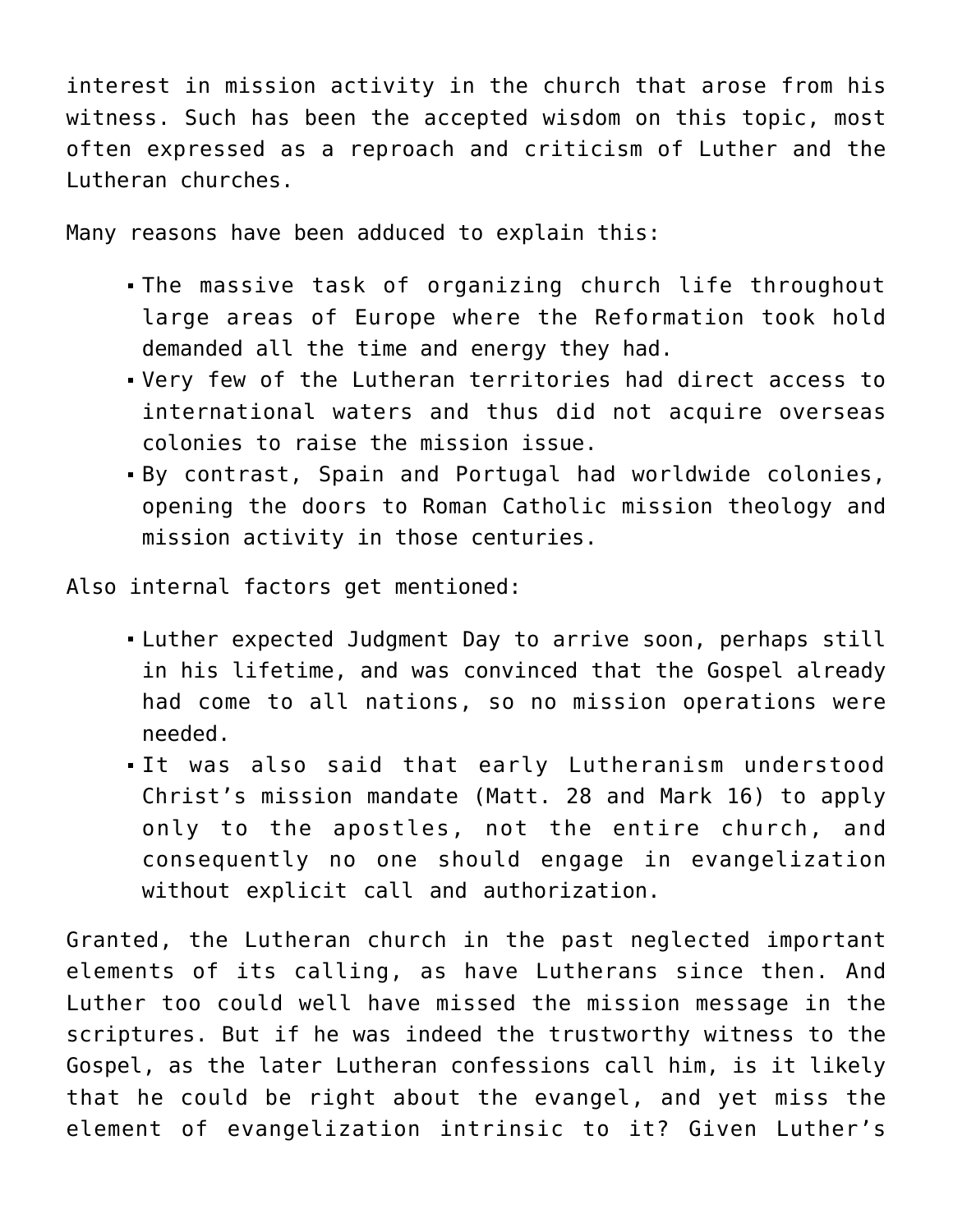interest in mission activity in the church that arose from his witness. Such has been the accepted wisdom on this topic, most often expressed as a reproach and criticism of Luther and the Lutheran churches.

Many reasons have been adduced to explain this:

- The massive task of organizing church life throughout large areas of Europe where the Reformation took hold demanded all the time and energy they had.
- Very few of the Lutheran territories had direct access to international waters and thus did not acquire overseas colonies to raise the mission issue.
- By contrast, Spain and Portugal had worldwide colonies, opening the doors to Roman Catholic mission theology and mission activity in those centuries.

Also internal factors get mentioned:

- Luther expected Judgment Day to arrive soon, perhaps still in his lifetime, and was convinced that the Gospel already had come to all nations, so no mission operations were needed.
- It was also said that early Lutheranism understood Christ's mission mandate (Matt. 28 and Mark 16) to apply only to the apostles, not the entire church, and consequently no one should engage in evangelization without explicit call and authorization.

Granted, the Lutheran church in the past neglected important elements of its calling, as have Lutherans since then. And Luther too could well have missed the mission message in the scriptures. But if he was indeed the trustworthy witness to the Gospel, as the later Lutheran confessions call him, is it likely that he could be right about the evangel, and yet miss the element of evangelization intrinsic to it? Given Luther's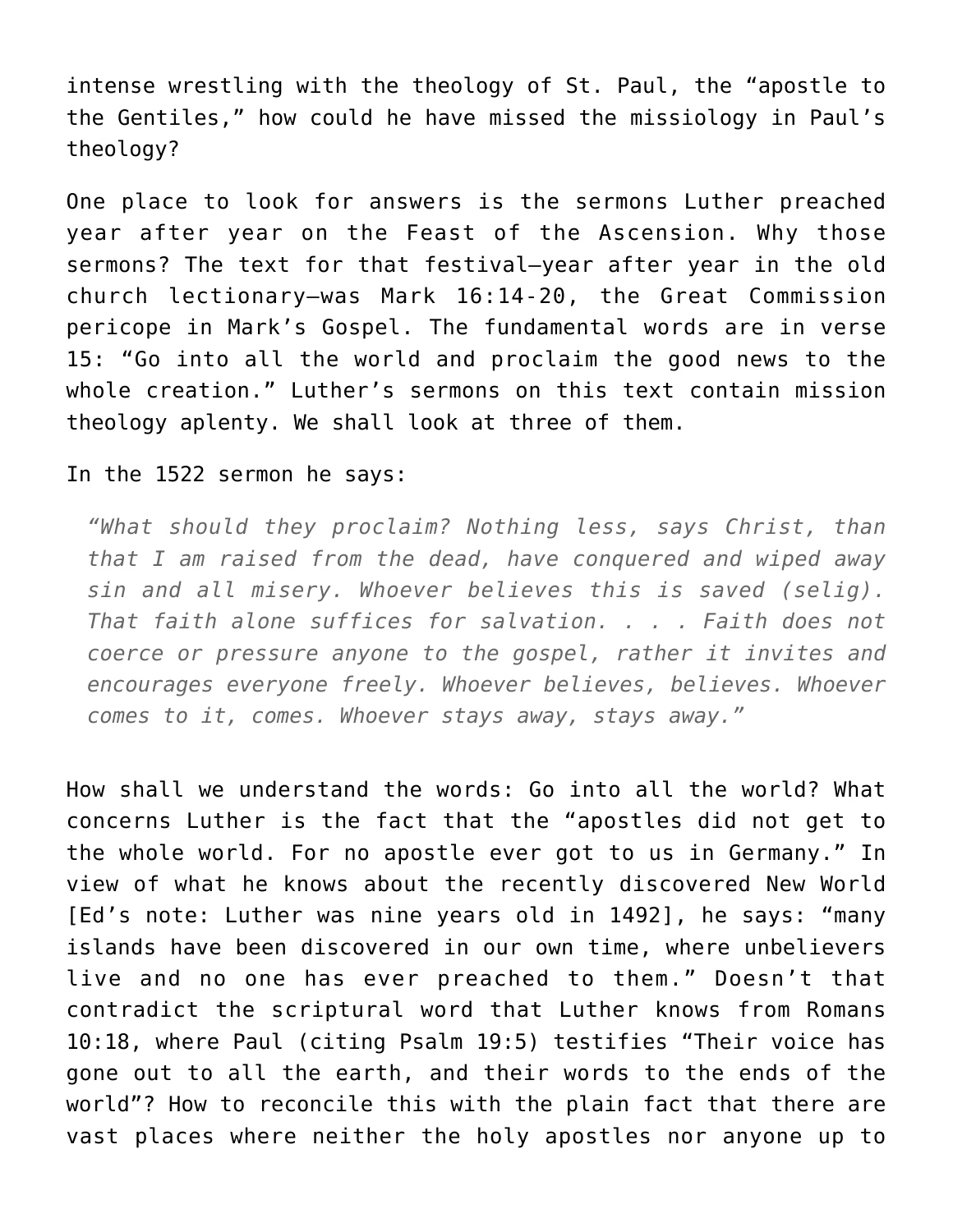intense wrestling with the theology of St. Paul, the "apostle to the Gentiles," how could he have missed the missiology in Paul's theology?

One place to look for answers is the sermons Luther preached year after year on the Feast of the Ascension. Why those sermons? The text for that festival—year after year in the old church lectionary—was Mark 16:14-20, the Great Commission pericope in Mark's Gospel. The fundamental words are in verse 15: "Go into all the world and proclaim the good news to the whole creation." Luther's sermons on this text contain mission theology aplenty. We shall look at three of them.

In the 1522 sermon he says:

> *"What should they proclaim? Nothing less, says Christ, than that I am raised from the dead, have conquered and wiped away sin and all misery. Whoever believes this is saved (selig). That faith alone suffices for salvation. . . . Faith does not coerce or pressure anyone to the gospel, rather it invites and encourages everyone freely. Whoever believes, believes. Whoever comes to it, comes. Whoever stays away, stays away."*

How shall we understand the words: Go into all the world? What concerns Luther is the fact that the "apostles did not get to the whole world. For no apostle ever got to us in Germany." In view of what he knows about the recently discovered New World [Ed's note: Luther was nine years old in 1492], he says: "many islands have been discovered in our own time, where unbelievers live and no one has ever preached to them." Doesn't that contradict the scriptural word that Luther knows from Romans 10:18, where Paul (citing Psalm 19:5) testifies "Their voice has gone out to all the earth, and their words to the ends of the world"? How to reconcile this with the plain fact that there are vast places where neither the holy apostles nor anyone up to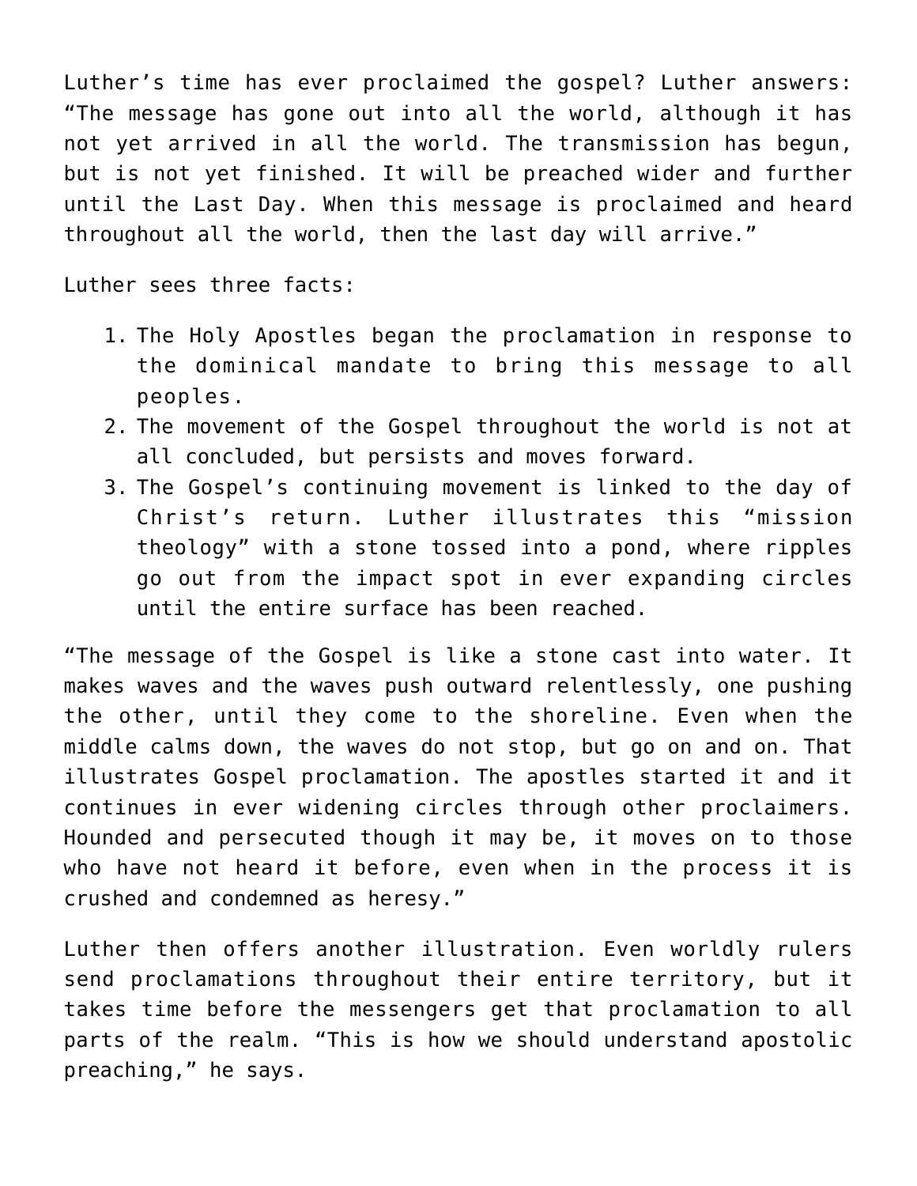Luther's time has ever proclaimed the gospel? Luther answers: "The message has gone out into all the world, although it has not yet arrived in all the world. The transmission has begun, but is not yet finished. It will be preached wider and further until the Last Day. When this message is proclaimed and heard throughout all the world, then the last day will arrive."

Luther sees three facts:

1. The Holy Apostles began the proclamation in response to the dominical mandate to bring this message to all peoples.
2. The movement of the Gospel throughout the world is not at all concluded, but persists and moves forward.
3. The Gospel's continuing movement is linked to the day of Christ's return. Luther illustrates this "mission theology" with a stone tossed into a pond, where ripples go out from the impact spot in ever expanding circles until the entire surface has been reached.

"The message of the Gospel is like a stone cast into water. It makes waves and the waves push outward relentlessly, one pushing the other, until they come to the shoreline. Even when the middle calms down, the waves do not stop, but go on and on. That illustrates Gospel proclamation. The apostles started it and it continues in ever widening circles through other proclaimers. Hounded and persecuted though it may be, it moves on to those who have not heard it before, even when in the process it is crushed and condemned as heresy."

Luther then offers another illustration. Even worldly rulers send proclamations throughout their entire territory, but it takes time before the messengers get that proclamation to all parts of the realm. "This is how we should understand apostolic preaching," he says.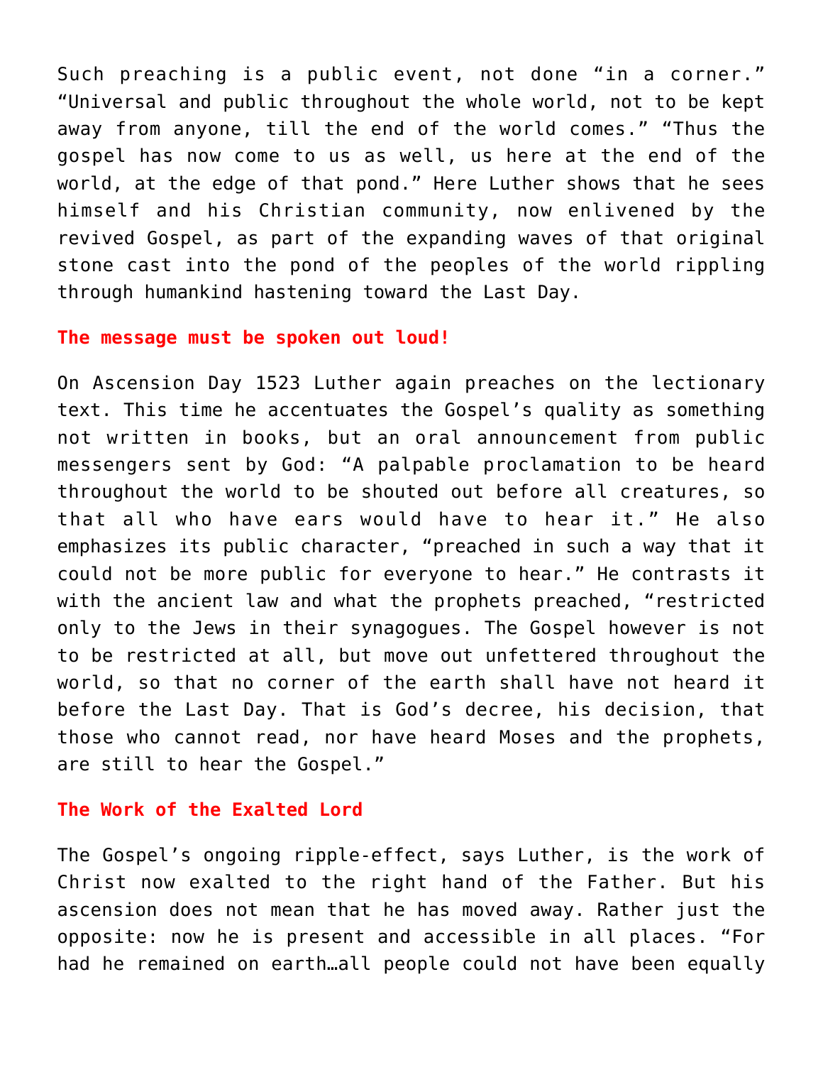Such preaching is a public event, not done “in a corner.” “Universal and public throughout the whole world, not to be kept away from anyone, till the end of the world comes.” “Thus the gospel has now come to us as well, us here at the end of the world, at the edge of that pond.” Here Luther shows that he sees himself and his Christian community, now enlivened by the revived Gospel, as part of the expanding waves of that original stone cast into the pond of the peoples of the world rippling through humankind hastening toward the Last Day.

## The message must be spoken out loud!

On Ascension Day 1523 Luther again preaches on the lectionary text. This time he accentuates the Gospel’s quality as something not written in books, but an oral announcement from public messengers sent by God: “A palpable proclamation to be heard throughout the world to be shouted out before all creatures, so that all who have ears would have to hear it.” He also emphasizes its public character, “preached in such a way that it could not be more public for everyone to hear.” He contrasts it with the ancient law and what the prophets preached, “restricted only to the Jews in their synagogues. The Gospel however is not to be restricted at all, but move out unfettered throughout the world, so that no corner of the earth shall have not heard it before the Last Day. That is God’s decree, his decision, that those who cannot read, nor have heard Moses and the prophets, are still to hear the Gospel.”

## The Work of the Exalted Lord

The Gospel’s ongoing ripple-effect, says Luther, is the work of Christ now exalted to the right hand of the Father. But his ascension does not mean that he has moved away. Rather just the opposite: now he is present and accessible in all places. “For had he remained on earth…all people could not have been equally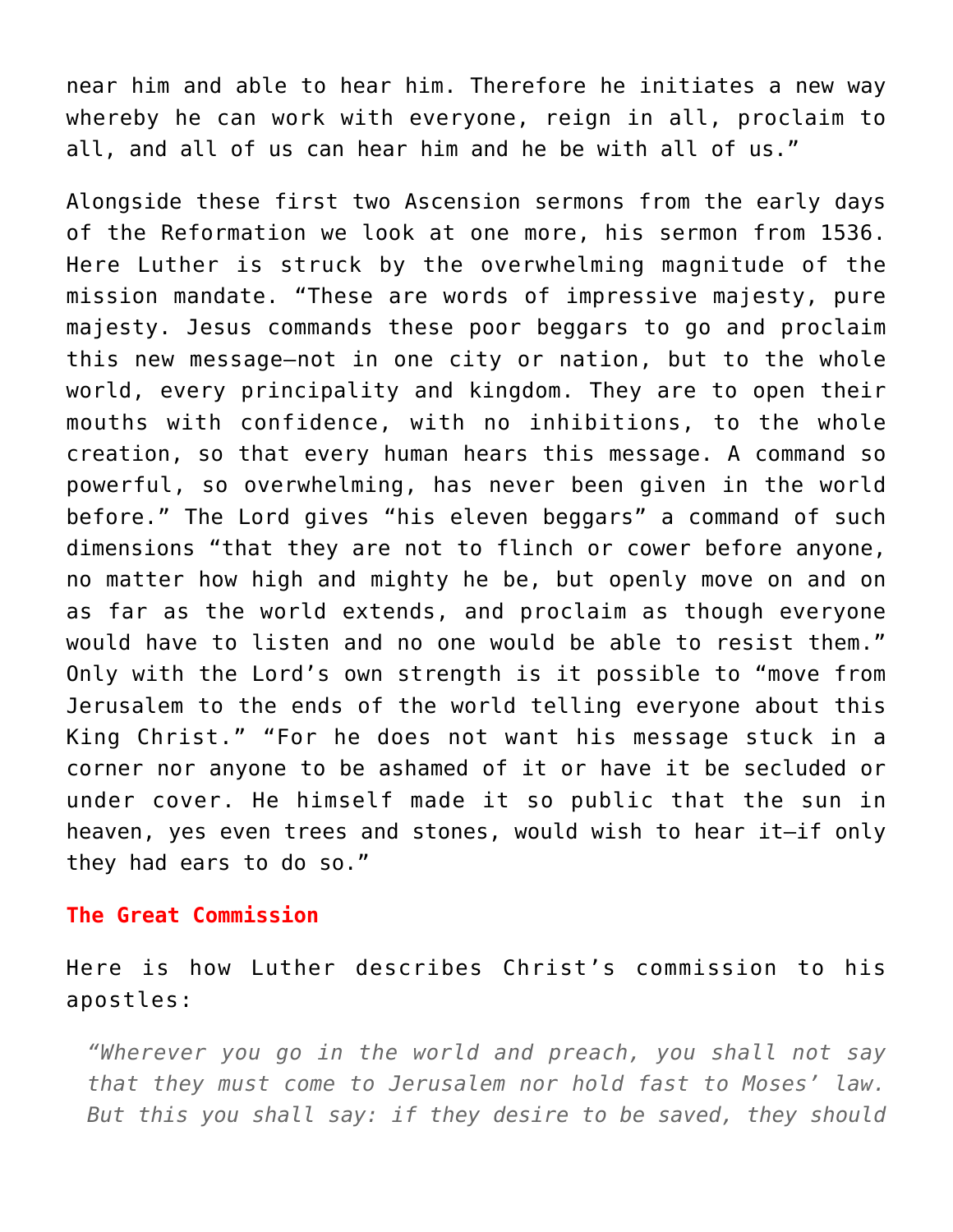near him and able to hear him. Therefore he initiates a new way whereby he can work with everyone, reign in all, proclaim to all, and all of us can hear him and he be with all of us."

Alongside these first two Ascension sermons from the early days of the Reformation we look at one more, his sermon from 1536. Here Luther is struck by the overwhelming magnitude of the mission mandate. "These are words of impressive majesty, pure majesty. Jesus commands these poor beggars to go and proclaim this new message—not in one city or nation, but to the whole world, every principality and kingdom. They are to open their mouths with confidence, with no inhibitions, to the whole creation, so that every human hears this message. A command so powerful, so overwhelming, has never been given in the world before." The Lord gives "his eleven beggars" a command of such dimensions "that they are not to flinch or cower before anyone, no matter how high and mighty he be, but openly move on and on as far as the world extends, and proclaim as though everyone would have to listen and no one would be able to resist them." Only with the Lord's own strength is it possible to "move from Jerusalem to the ends of the world telling everyone about this King Christ." "For he does not want his message stuck in a corner nor anyone to be ashamed of it or have it be secluded or under cover. He himself made it so public that the sun in heaven, yes even trees and stones, would wish to hear it—if only they had ears to do so."

### The Great Commission

Here is how Luther describes Christ's commission to his apostles:

> *"Wherever you go in the world and preach, you shall not say that they must come to Jerusalem nor hold fast to Moses' law. But this you shall say: if they desire to be saved, they should*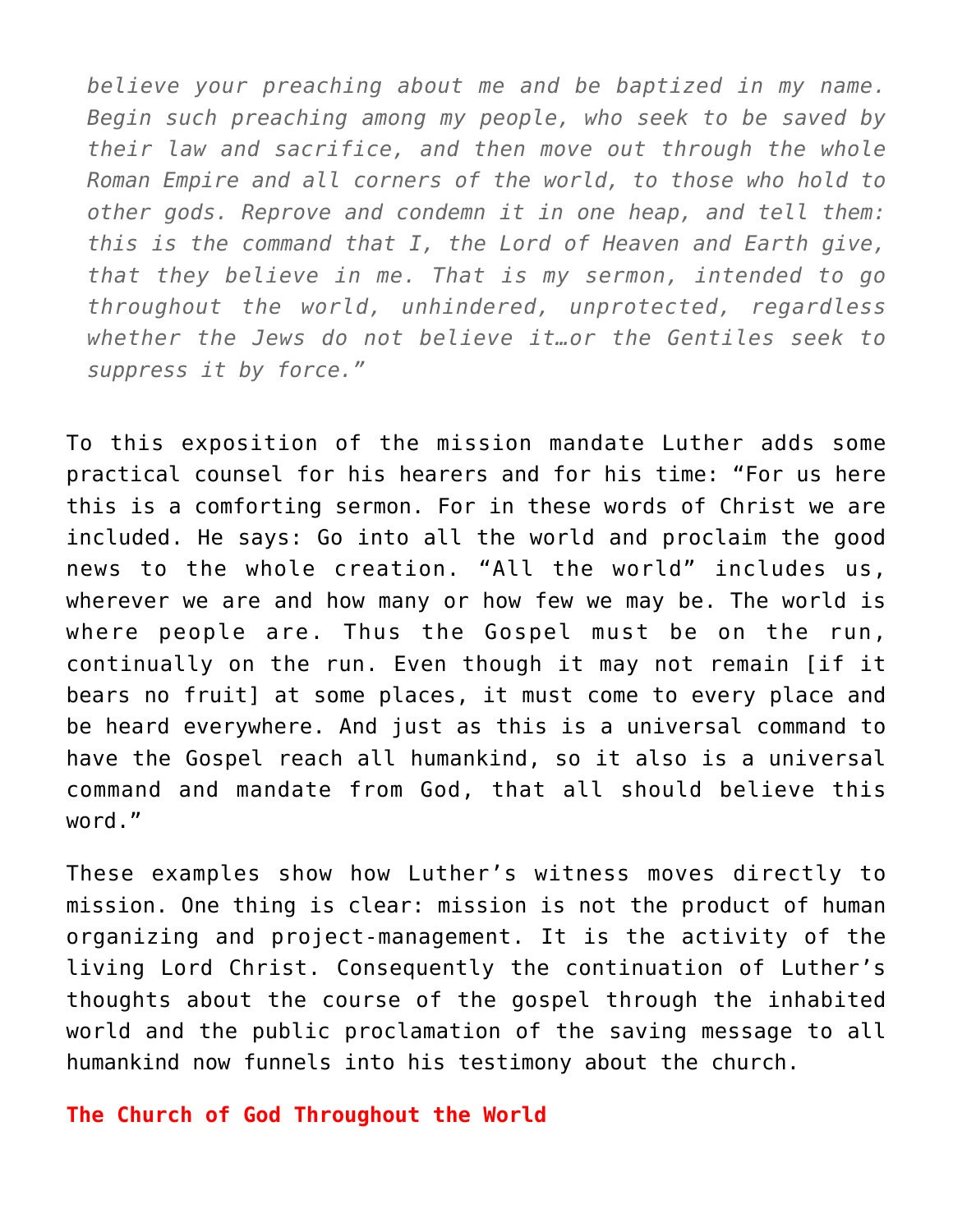> *believe your preaching about me and be baptized in my name. Begin such preaching among my people, who seek to be saved by their law and sacrifice, and then move out through the whole Roman Empire and all corners of the world, to those who hold to other gods. Reprove and condemn it in one heap, and tell them: this is the command that I, the Lord of Heaven and Earth give, that they believe in me. That is my sermon, intended to go throughout the world, unhindered, unprotected, regardless whether the Jews do not believe it…or the Gentiles seek to suppress it by force."*

To this exposition of the mission mandate Luther adds some practical counsel for his hearers and for his time: "For us here this is a comforting sermon. For in these words of Christ we are included. He says: Go into all the world and proclaim the good news to the whole creation. "All the world" includes us, wherever we are and how many or how few we may be. The world is where people are. Thus the Gospel must be on the run, continually on the run. Even though it may not remain [if it bears no fruit] at some places, it must come to every place and be heard everywhere. And just as this is a universal command to have the Gospel reach all humankind, so it also is a universal command and mandate from God, that all should believe this word."

These examples show how Luther's witness moves directly to mission. One thing is clear: mission is not the product of human organizing and project-management. It is the activity of the living Lord Christ. Consequently the continuation of Luther's thoughts about the course of the gospel through the inhabited world and the public proclamation of the saving message to all humankind now funnels into his testimony about the church.

## The Church of God Throughout the World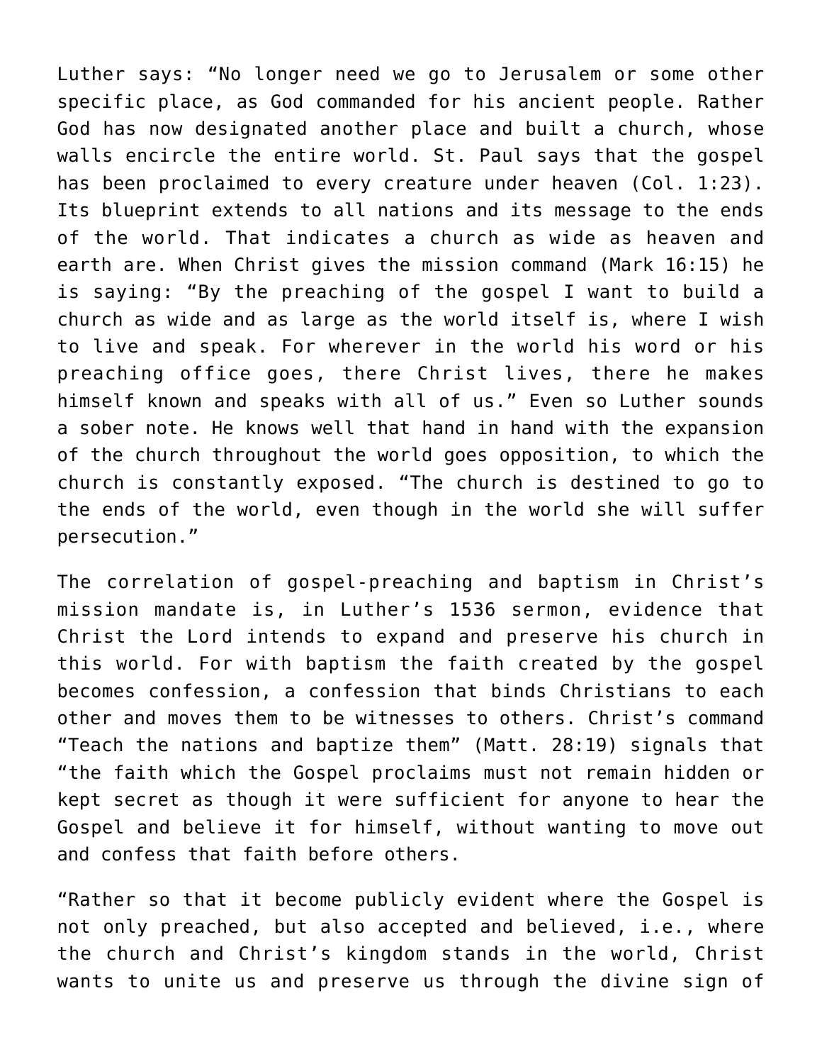Luther says: "No longer need we go to Jerusalem or some other specific place, as God commanded for his ancient people. Rather God has now designated another place and built a church, whose walls encircle the entire world. St. Paul says that the gospel has been proclaimed to every creature under heaven (Col. 1:23). Its blueprint extends to all nations and its message to the ends of the world. That indicates a church as wide as heaven and earth are. When Christ gives the mission command (Mark 16:15) he is saying: "By the preaching of the gospel I want to build a church as wide and as large as the world itself is, where I wish to live and speak. For wherever in the world his word or his preaching office goes, there Christ lives, there he makes himself known and speaks with all of us." Even so Luther sounds a sober note. He knows well that hand in hand with the expansion of the church throughout the world goes opposition, to which the church is constantly exposed. "The church is destined to go to the ends of the world, even though in the world she will suffer persecution."

The correlation of gospel-preaching and baptism in Christ's mission mandate is, in Luther's 1536 sermon, evidence that Christ the Lord intends to expand and preserve his church in this world. For with baptism the faith created by the gospel becomes confession, a confession that binds Christians to each other and moves them to be witnesses to others. Christ's command "Teach the nations and baptize them" (Matt. 28:19) signals that "the faith which the Gospel proclaims must not remain hidden or kept secret as though it were sufficient for anyone to hear the Gospel and believe it for himself, without wanting to move out and confess that faith before others.

"Rather so that it become publicly evident where the Gospel is not only preached, but also accepted and believed, i.e., where the church and Christ's kingdom stands in the world, Christ wants to unite us and preserve us through the divine sign of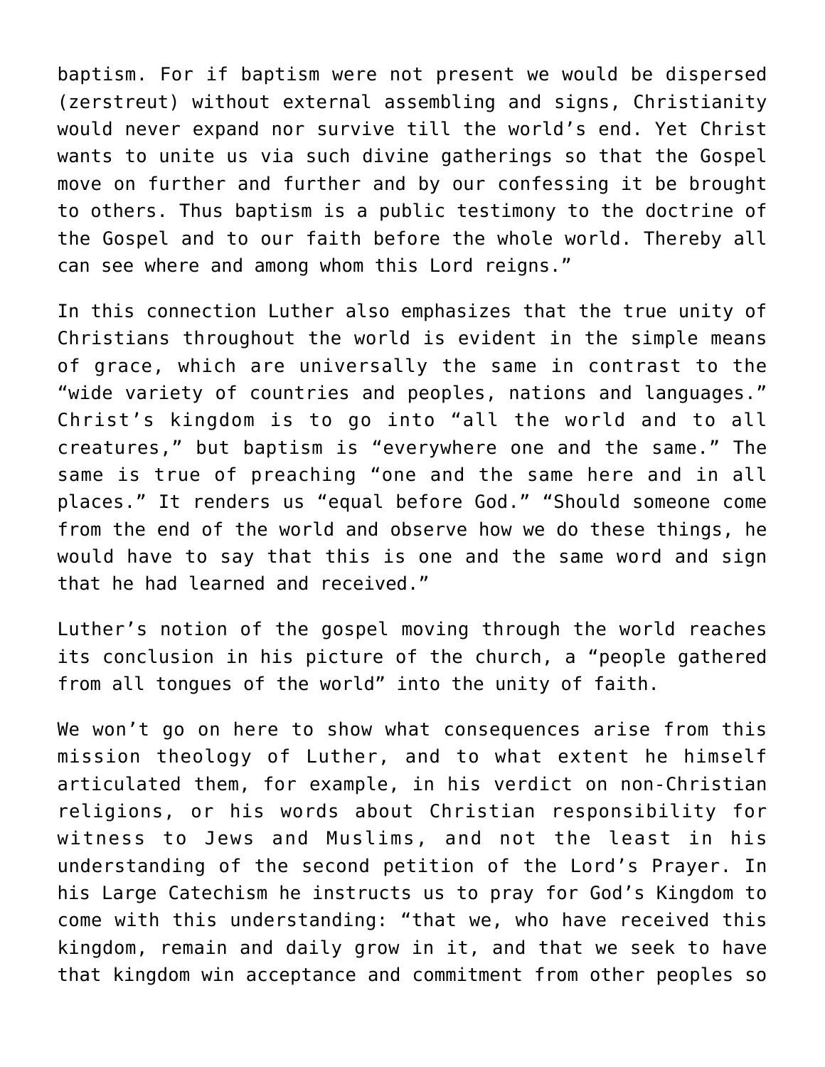baptism. For if baptism were not present we would be dispersed (zerstreut) without external assembling and signs, Christianity would never expand nor survive till the world's end. Yet Christ wants to unite us via such divine gatherings so that the Gospel move on further and further and by our confessing it be brought to others. Thus baptism is a public testimony to the doctrine of the Gospel and to our faith before the whole world. Thereby all can see where and among whom this Lord reigns."

In this connection Luther also emphasizes that the true unity of Christians throughout the world is evident in the simple means of grace, which are universally the same in contrast to the "wide variety of countries and peoples, nations and languages." Christ's kingdom is to go into "all the world and to all creatures," but baptism is "everywhere one and the same." The same is true of preaching "one and the same here and in all places." It renders us "equal before God." "Should someone come from the end of the world and observe how we do these things, he would have to say that this is one and the same word and sign that he had learned and received."

Luther's notion of the gospel moving through the world reaches its conclusion in his picture of the church, a "people gathered from all tongues of the world" into the unity of faith.

We won't go on here to show what consequences arise from this mission theology of Luther, and to what extent he himself articulated them, for example, in his verdict on non-Christian religions, or his words about Christian responsibility for witness to Jews and Muslims, and not the least in his understanding of the second petition of the Lord's Prayer. In his Large Catechism he instructs us to pray for God's Kingdom to come with this understanding: "that we, who have received this kingdom, remain and daily grow in it, and that we seek to have that kingdom win acceptance and commitment from other peoples so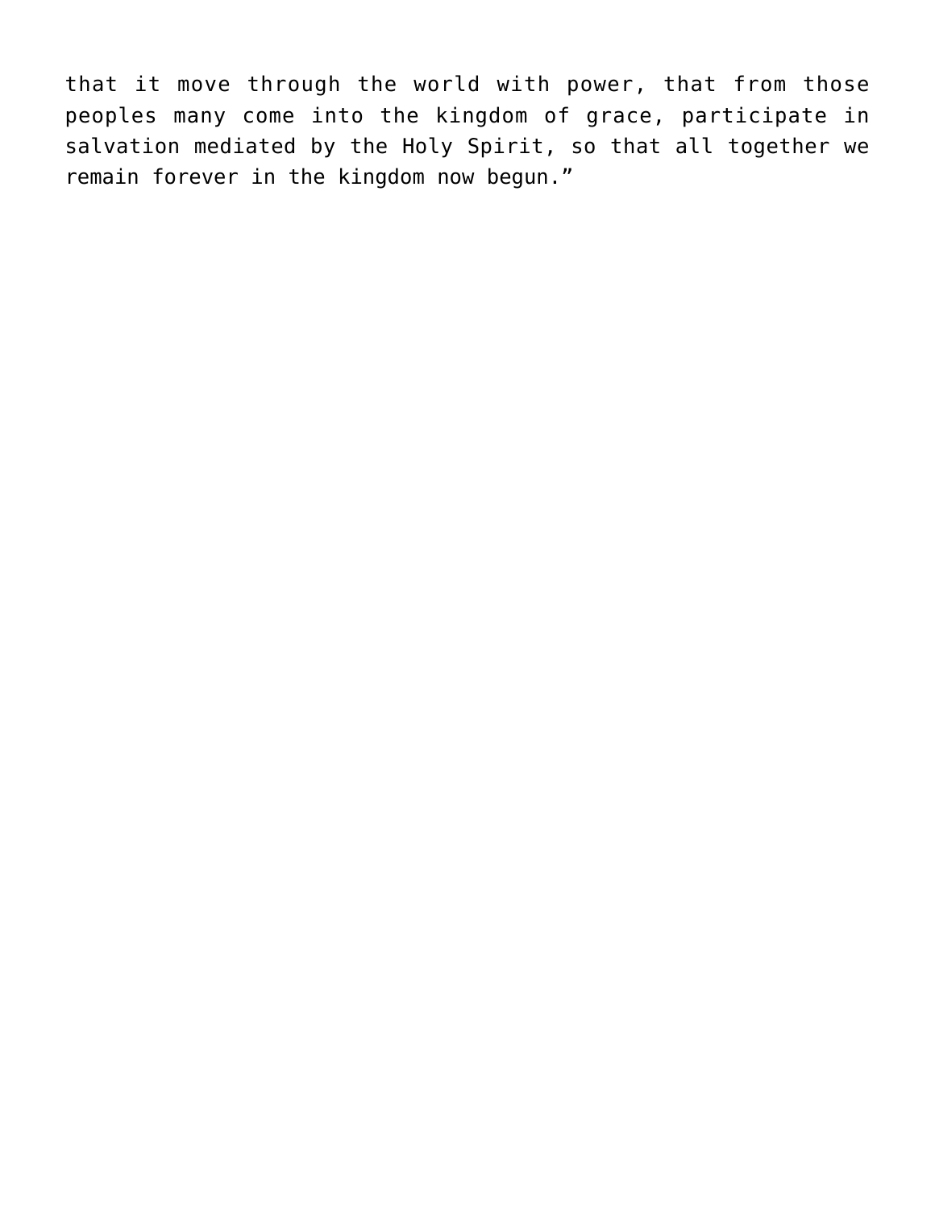that it move through the world with power, that from those peoples many come into the kingdom of grace, participate in salvation mediated by the Holy Spirit, so that all together we remain forever in the kingdom now begun."